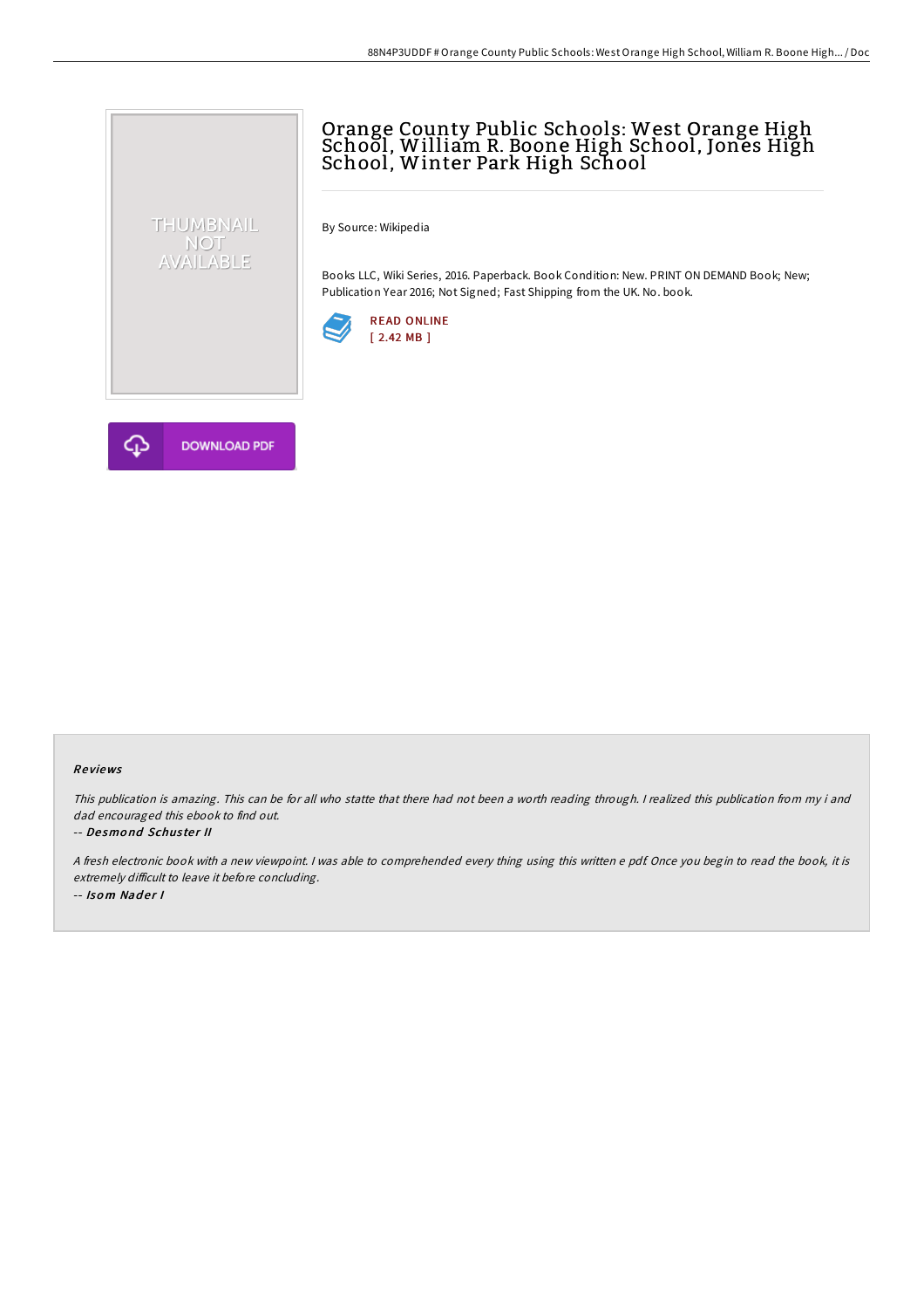# Orange County Public Schools: West Orange High School, William R. Boone High School, Jones High School, Winter Park High School

THUMBNAIL NOT AVAILABLE

By Source: Wikipedia

Books LLC, Wiki Series, 2016. Paperback. Book Condition: New. PRINT ON DEMAND Book; New; Publication Year 2016; Not Signed; Fast Shipping from the UK. No. book.

READ ONLINE
[ 2.42 MB ]

DOWNLOAD PDF

### Reviews

*This publication is amazing. This can be for all who statte that there had not been a worth reading through. I realized this publication from my i and dad encouraged this ebook to find out.*

-- ***Desmond Schuster II***

*A fresh electronic book with a new viewpoint. I was able to comprehended every thing using this written e pdf. Once you begin to read the book, it is extremely difficult to leave it before concluding.*

-- ***Isom Nader I***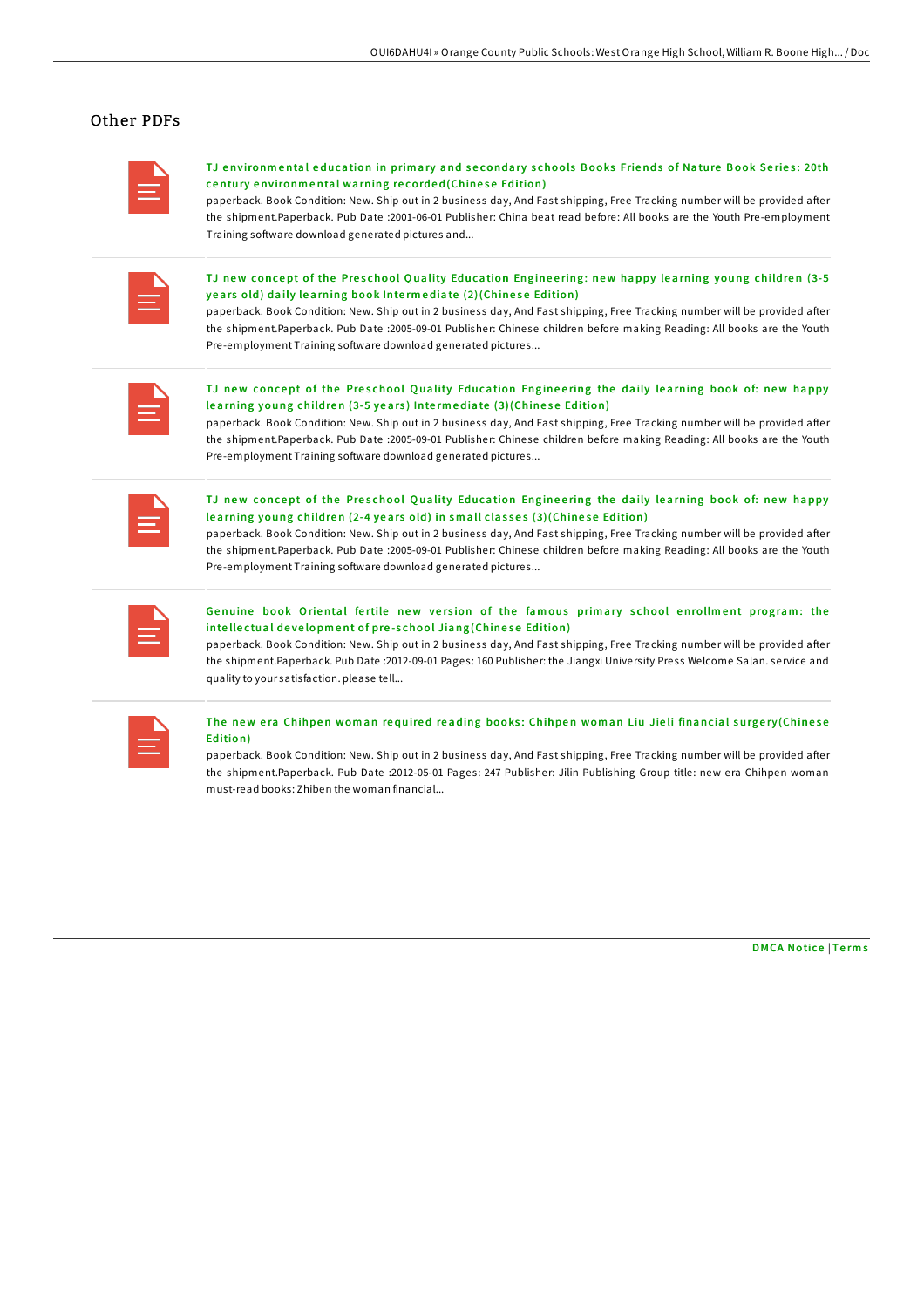## Other PDFs

**TJ environmental education in primary and secondary schools Books Friends of Nature Book Series: 20th century environmental warning recorded(Chinese Edition)**

paperback. Book Condition: New. Ship out in 2 business day, And Fast shipping, Free Tracking number will be provided after the shipment.Paperback. Pub Date :2001-06-01 Publisher: China beat read before: All books are the Youth Pre-employment Training software download generated pictures and...

**TJ new concept of the Preschool Quality Education Engineering: new happy learning young children (3-5 years old) daily learning book Intermediate (2)(Chinese Edition)**

paperback. Book Condition: New. Ship out in 2 business day, And Fast shipping, Free Tracking number will be provided after the shipment.Paperback. Pub Date :2005-09-01 Publisher: Chinese children before making Reading: All books are the Youth Pre-employment Training software download generated pictures...

**TJ new concept of the Preschool Quality Education Engineering the daily learning book of: new happy learning young children (3-5 years) Intermediate (3)(Chinese Edition)**

paperback. Book Condition: New. Ship out in 2 business day, And Fast shipping, Free Tracking number will be provided after the shipment.Paperback. Pub Date :2005-09-01 Publisher: Chinese children before making Reading: All books are the Youth Pre-employment Training software download generated pictures...

**TJ new concept of the Preschool Quality Education Engineering the daily learning book of: new happy learning young children (2-4 years old) in small classes (3)(Chinese Edition)**

paperback. Book Condition: New. Ship out in 2 business day, And Fast shipping, Free Tracking number will be provided after the shipment.Paperback. Pub Date :2005-09-01 Publisher: Chinese children before making Reading: All books are the Youth Pre-employment Training software download generated pictures...

**Genuine book Oriental fertile new version of the famous primary school enrollment program: the intellectual development of pre-school Jiang(Chinese Edition)**

paperback. Book Condition: New. Ship out in 2 business day, And Fast shipping, Free Tracking number will be provided after the shipment.Paperback. Pub Date :2012-09-01 Pages: 160 Publisher: the Jiangxi University Press Welcome Salan. service and quality to your satisfaction. please tell...

**The new era Chihpen woman required reading books: Chihpen woman Liu Jieli financial surgery(Chinese Edition)**

paperback. Book Condition: New. Ship out in 2 business day, And Fast shipping, Free Tracking number will be provided after the shipment.Paperback. Pub Date :2012-05-01 Pages: 247 Publisher: Jilin Publishing Group title: new era Chihpen woman must-read books: Zhiben the woman financial...